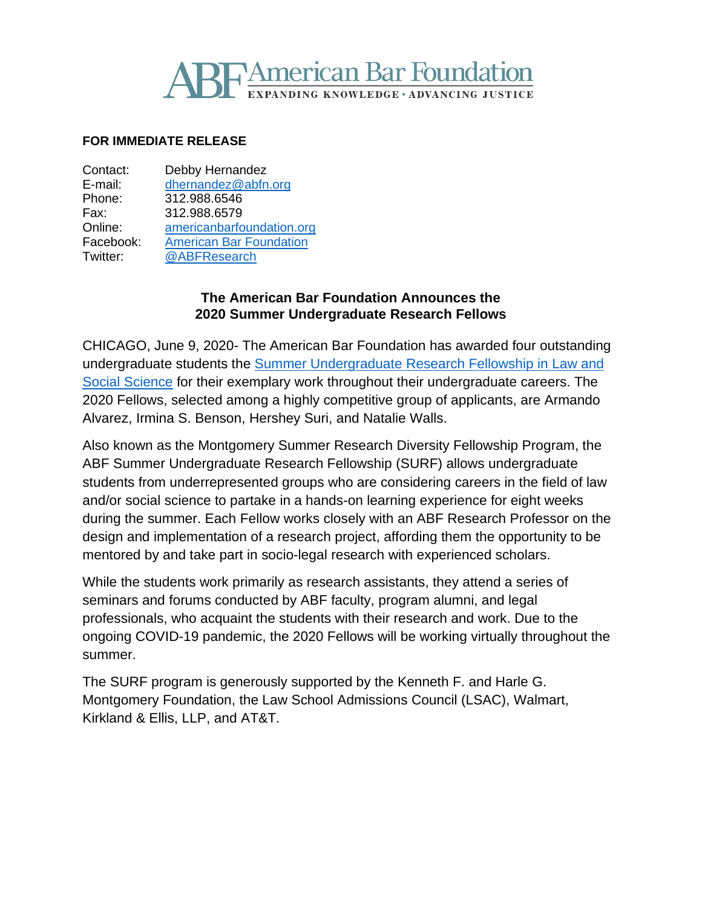# ABF American Bar Foundation

EXPANDING KNOWLEDGE • ADVANCING JUSTICE

**FOR IMMEDIATE RELEASE**

| | |
|---|---|
| Contact: | Debby Hernandez |
| E-mail: | dhernandez@abfn.org |
| Phone: | 312.988.6546 |
| Fax: | 312.988.6579 |
| Online: | americanbarfoundation.org |
| Facebook: | American Bar Foundation |
| Twitter: | @ABFResearch |

## The American Bar Foundation Announces the 2020 Summer Undergraduate Research Fellows

CHICAGO, June 9, 2020- The American Bar Foundation has awarded four outstanding undergraduate students the Summer Undergraduate Research Fellowship in Law and Social Science for their exemplary work throughout their undergraduate careers. The 2020 Fellows, selected among a highly competitive group of applicants, are Armando Alvarez, Irmina S. Benson, Hershey Suri, and Natalie Walls.

Also known as the Montgomery Summer Research Diversity Fellowship Program, the ABF Summer Undergraduate Research Fellowship (SURF) allows undergraduate students from underrepresented groups who are considering careers in the field of law and/or social science to partake in a hands-on learning experience for eight weeks during the summer. Each Fellow works closely with an ABF Research Professor on the design and implementation of a research project, affording them the opportunity to be mentored by and take part in socio-legal research with experienced scholars.

While the students work primarily as research assistants, they attend a series of seminars and forums conducted by ABF faculty, program alumni, and legal professionals, who acquaint the students with their research and work. Due to the ongoing COVID-19 pandemic, the 2020 Fellows will be working virtually throughout the summer.

The SURF program is generously supported by the Kenneth F. and Harle G. Montgomery Foundation, the Law School Admissions Council (LSAC), Walmart, Kirkland & Ellis, LLP, and AT&T.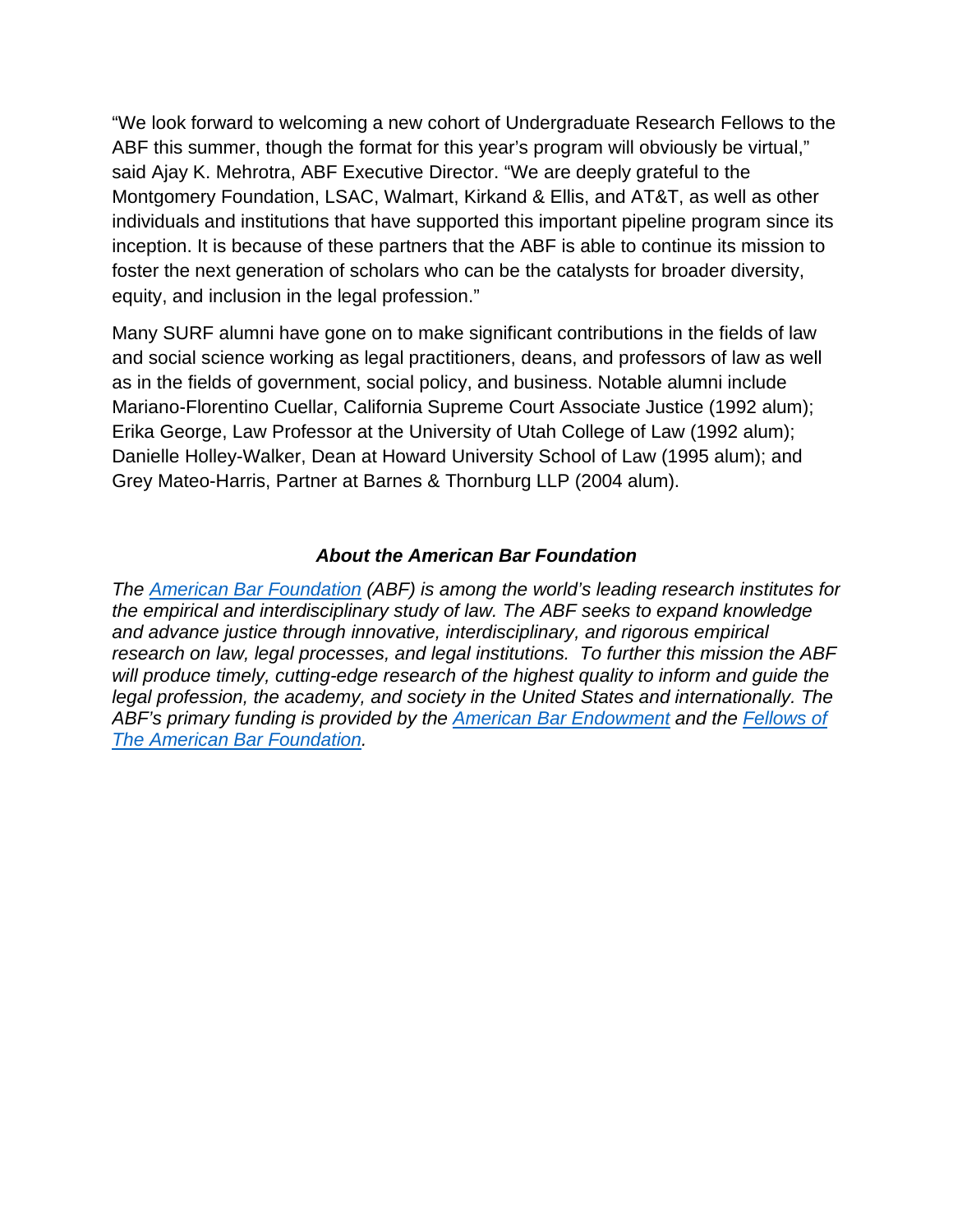"We look forward to welcoming a new cohort of Undergraduate Research Fellows to the ABF this summer, though the format for this year's program will obviously be virtual," said Ajay K. Mehrotra, ABF Executive Director. "We are deeply grateful to the Montgomery Foundation, LSAC, Walmart, Kirkand & Ellis, and AT&T, as well as other individuals and institutions that have supported this important pipeline program since its inception. It is because of these partners that the ABF is able to continue its mission to foster the next generation of scholars who can be the catalysts for broader diversity, equity, and inclusion in the legal profession."

Many SURF alumni have gone on to make significant contributions in the fields of law and social science working as legal practitioners, deans, and professors of law as well as in the fields of government, social policy, and business. Notable alumni include Mariano-Florentino Cuellar, California Supreme Court Associate Justice (1992 alum); Erika George, Law Professor at the University of Utah College of Law (1992 alum); Danielle Holley-Walker, Dean at Howard University School of Law (1995 alum); and Grey Mateo-Harris, Partner at Barnes & Thornburg LLP (2004 alum).

### *About the American Bar Foundation*

*The American Bar Foundation (ABF) is among the world's leading research institutes for the empirical and interdisciplinary study of law. The ABF seeks to expand knowledge and advance justice through innovative, interdisciplinary, and rigorous empirical research on law, legal processes, and legal institutions. To further this mission the ABF will produce timely, cutting-edge research of the highest quality to inform and guide the legal profession, the academy, and society in the United States and internationally. The ABF's primary funding is provided by the American Bar Endowment and the Fellows of The American Bar Foundation.*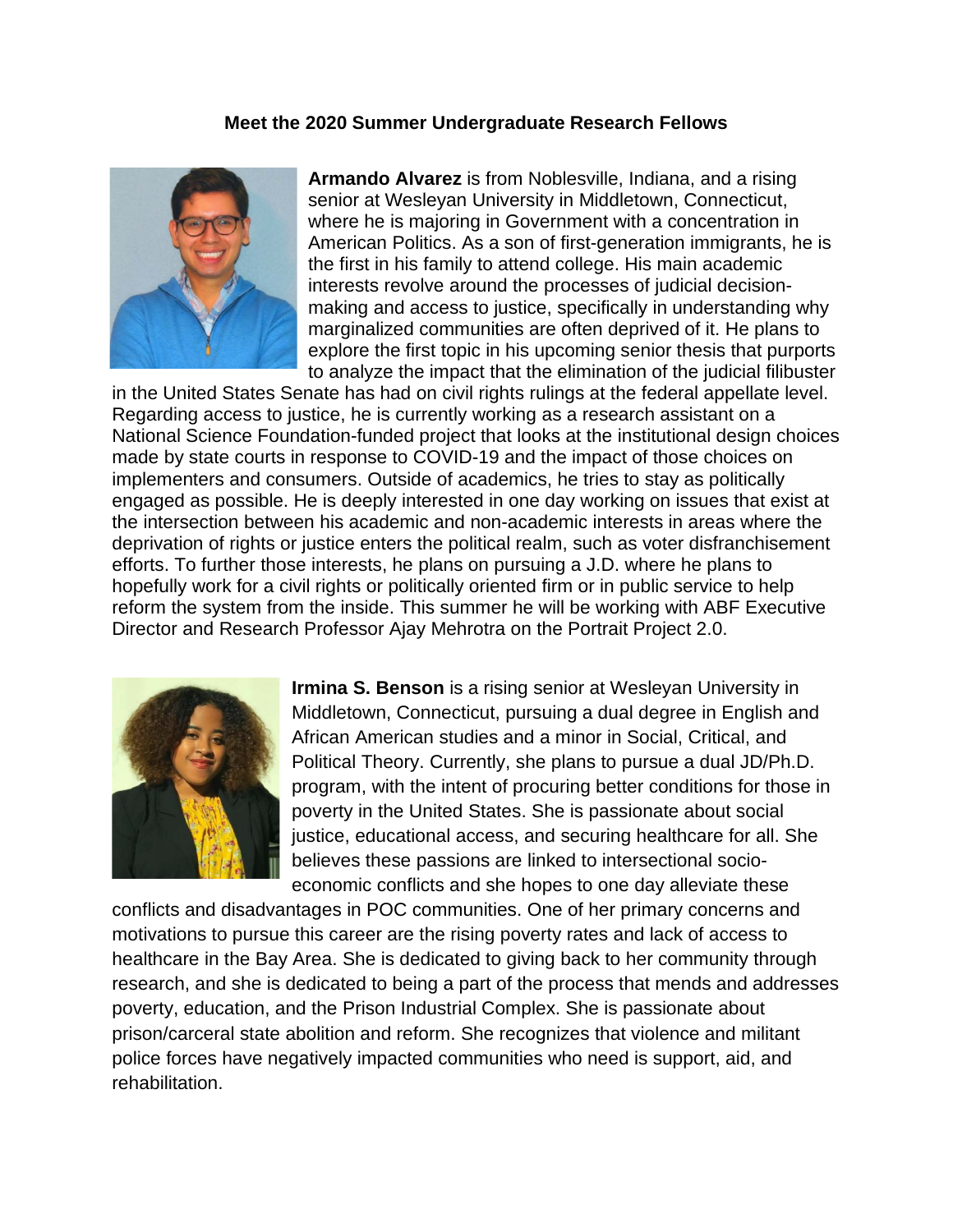**Meet the 2020 Summer Undergraduate Research Fellows**

**Armando Alvarez** is from Noblesville, Indiana, and a rising senior at Wesleyan University in Middletown, Connecticut, where he is majoring in Government with a concentration in American Politics. As a son of first-generation immigrants, he is the first in his family to attend college. His main academic interests revolve around the processes of judicial decision-making and access to justice, specifically in understanding why marginalized communities are often deprived of it. He plans to explore the first topic in his upcoming senior thesis that purports to analyze the impact that the elimination of the judicial filibuster in the United States Senate has had on civil rights rulings at the federal appellate level. Regarding access to justice, he is currently working as a research assistant on a National Science Foundation-funded project that looks at the institutional design choices made by state courts in response to COVID-19 and the impact of those choices on implementers and consumers. Outside of academics, he tries to stay as politically engaged as possible. He is deeply interested in one day working on issues that exist at the intersection between his academic and non-academic interests in areas where the deprivation of rights or justice enters the political realm, such as voter disfranchisement efforts. To further those interests, he plans on pursuing a J.D. where he plans to hopefully work for a civil rights or politically oriented firm or in public service to help reform the system from the inside. This summer he will be working with ABF Executive Director and Research Professor Ajay Mehrotra on the Portrait Project 2.0.

**Irmina S. Benson** is a rising senior at Wesleyan University in Middletown, Connecticut, pursuing a dual degree in English and African American studies and a minor in Social, Critical, and Political Theory. Currently, she plans to pursue a dual JD/Ph.D. program, with the intent of procuring better conditions for those in poverty in the United States. She is passionate about social justice, educational access, and securing healthcare for all. She believes these passions are linked to intersectional socio-economic conflicts and she hopes to one day alleviate these conflicts and disadvantages in POC communities. One of her primary concerns and motivations to pursue this career are the rising poverty rates and lack of access to healthcare in the Bay Area. She is dedicated to giving back to her community through research, and she is dedicated to being a part of the process that mends and addresses poverty, education, and the Prison Industrial Complex. She is passionate about prison/carceral state abolition and reform. She recognizes that violence and militant police forces have negatively impacted communities who need is support, aid, and rehabilitation.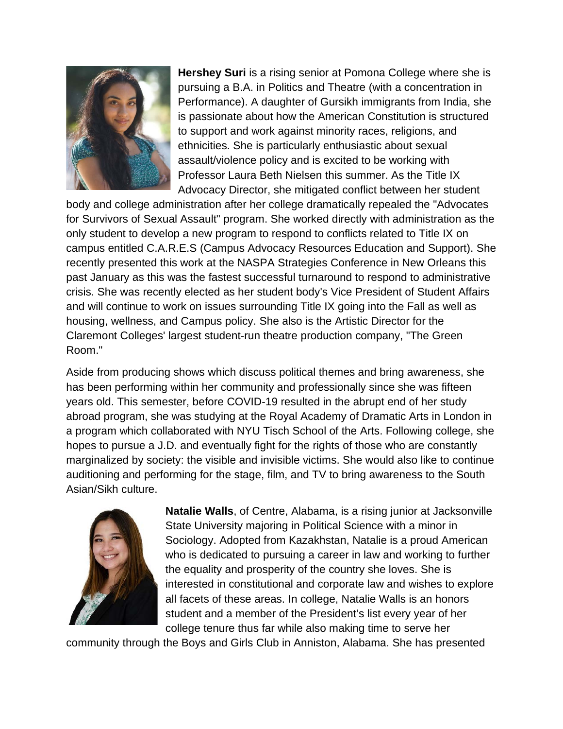**Hershey Suri** is a rising senior at Pomona College where she is pursuing a B.A. in Politics and Theatre (with a concentration in Performance). A daughter of Gursikh immigrants from India, she is passionate about how the American Constitution is structured to support and work against minority races, religions, and ethnicities. She is particularly enthusiastic about sexual assault/violence policy and is excited to be working with Professor Laura Beth Nielsen this summer. As the Title IX Advocacy Director, she mitigated conflict between her student body and college administration after her college dramatically repealed the "Advocates for Survivors of Sexual Assault" program. She worked directly with administration as the only student to develop a new program to respond to conflicts related to Title IX on campus entitled C.A.R.E.S (Campus Advocacy Resources Education and Support). She recently presented this work at the NASPA Strategies Conference in New Orleans this past January as this was the fastest successful turnaround to respond to administrative crisis. She was recently elected as her student body's Vice President of Student Affairs and will continue to work on issues surrounding Title IX going into the Fall as well as housing, wellness, and Campus policy. She also is the Artistic Director for the Claremont Colleges' largest student-run theatre production company, "The Green Room."

Aside from producing shows which discuss political themes and bring awareness, she has been performing within her community and professionally since she was fifteen years old. This semester, before COVID-19 resulted in the abrupt end of her study abroad program, she was studying at the Royal Academy of Dramatic Arts in London in a program which collaborated with NYU Tisch School of the Arts. Following college, she hopes to pursue a J.D. and eventually fight for the rights of those who are constantly marginalized by society: the visible and invisible victims. She would also like to continue auditioning and performing for the stage, film, and TV to bring awareness to the South Asian/Sikh culture.

**Natalie Walls**, of Centre, Alabama, is a rising junior at Jacksonville State University majoring in Political Science with a minor in Sociology. Adopted from Kazakhstan, Natalie is a proud American who is dedicated to pursuing a career in law and working to further the equality and prosperity of the country she loves. She is interested in constitutional and corporate law and wishes to explore all facets of these areas. In college, Natalie Walls is an honors student and a member of the President's list every year of her college tenure thus far while also making time to serve her community through the Boys and Girls Club in Anniston, Alabama. She has presented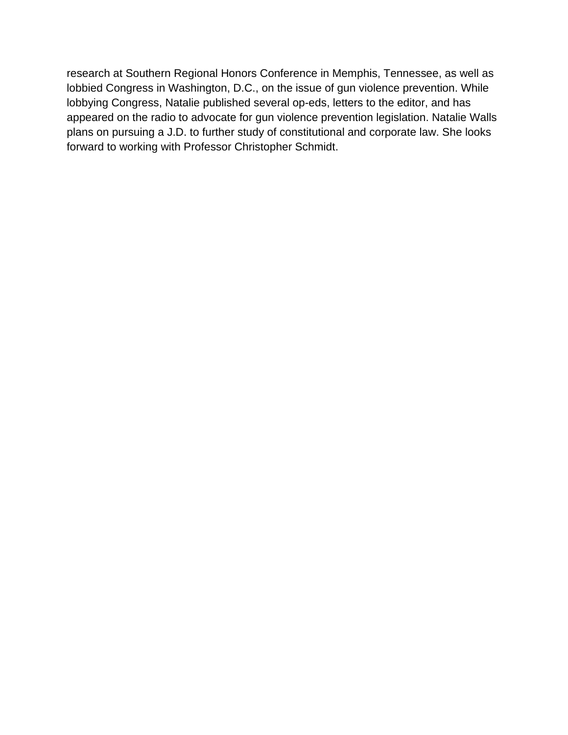research at Southern Regional Honors Conference in Memphis, Tennessee, as well as lobbied Congress in Washington, D.C., on the issue of gun violence prevention. While lobbying Congress, Natalie published several op-eds, letters to the editor, and has appeared on the radio to advocate for gun violence prevention legislation. Natalie Walls plans on pursuing a J.D. to further study of constitutional and corporate law. She looks forward to working with Professor Christopher Schmidt.